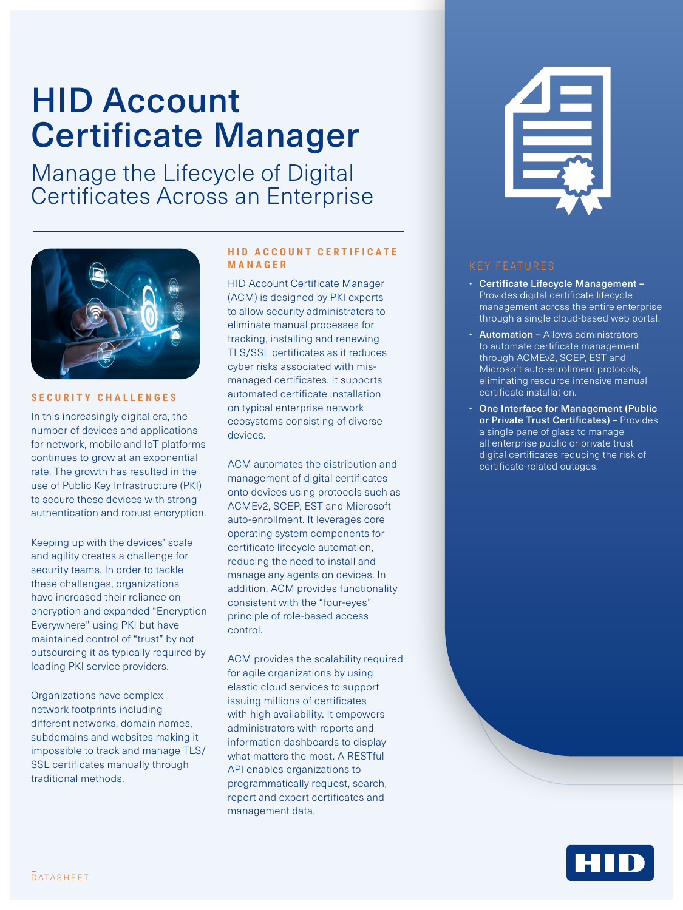# HID Account Certificate Manager

## Manage the Lifecycle of Digital Certificates Across an Enterprise

### SECURITY CHALLENGES

In this increasingly digital era, the number of devices and applications for network, mobile and IoT platforms continues to grow at an exponential rate. The growth has resulted in the use of Public Key Infrastructure (PKI) to secure these devices with strong authentication and robust encryption.

Keeping up with the devices' scale and agility creates a challenge for security teams. In order to tackle these challenges, organizations have increased their reliance on encryption and expanded "Encryption Everywhere" using PKI but have maintained control of "trust" by not outsourcing it as typically required by leading PKI service providers.

Organizations have complex network footprints including different networks, domain names, subdomains and websites making it impossible to track and manage TLS/SSL certificates manually through traditional methods.

### HID ACCOUNT CERTIFICATE MANAGER

HID Account Certificate Manager (ACM) is designed by PKI experts to allow security administrators to eliminate manual processes for tracking, installing and renewing TLS/SSL certificates as it reduces cyber risks associated with mis-managed certificates. It supports automated certificate installation on typical enterprise network ecosystems consisting of diverse devices.

ACM automates the distribution and management of digital certificates onto devices using protocols such as ACMEv2, SCEP, EST and Microsoft auto-enrollment. It leverages core operating system components for certificate lifecycle automation, reducing the need to install and manage any agents on devices. In addition, ACM provides functionality consistent with the "four-eyes" principle of role-based access control.

ACM provides the scalability required for agile organizations by using elastic cloud services to support issuing millions of certificates with high availability. It empowers administrators with reports and information dashboards to display what matters the most. A RESTful API enables organizations to programmatically request, search, report and export certificates and management data.

### KEY FEATURES

- **Certificate Lifecycle Management –** Provides digital certificate lifecycle management across the entire enterprise through a single cloud-based web portal.
- **Automation –** Allows administrators to automate certificate management through ACMEv2, SCEP, EST and Microsoft auto-enrollment protocols, eliminating resource intensive manual certificate installation.
- **One Interface for Management (Public or Private Trust Certificates) –** Provides a single pane of glass to manage all enterprise public or private trust digital certificates reducing the risk of certificate-related outages.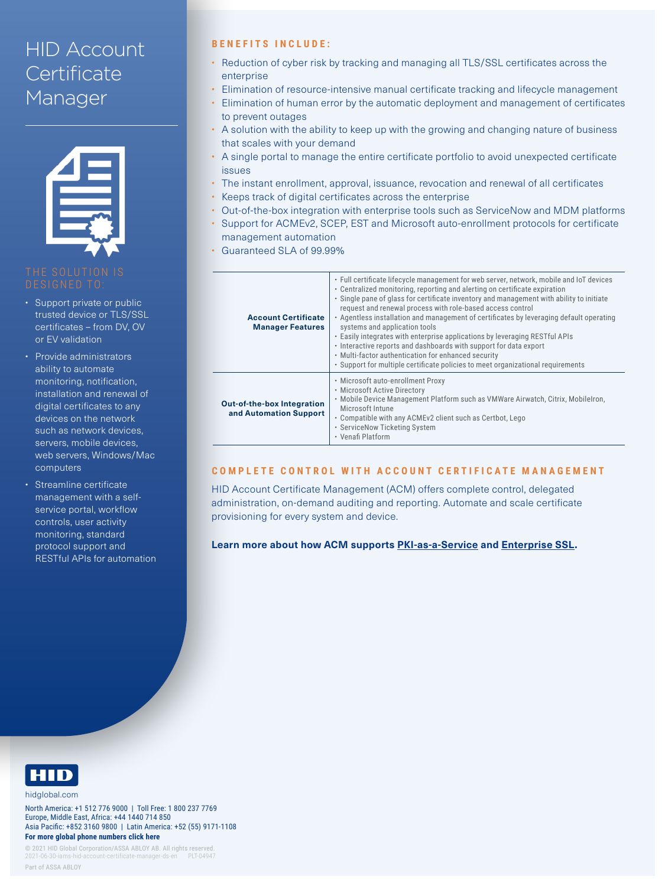# HID Account Certificate Manager

THE SOLUTION IS DESIGNED TO:

- Support private or public trusted device or TLS/SSL certificates – from DV, OV or EV validation
- Provide administrators ability to automate monitoring, notification, installation and renewal of digital certificates to any devices on the network such as network devices, servers, mobile devices, web servers, Windows/Mac computers
- Streamline certificate management with a self-service portal, workflow controls, user activity monitoring, standard protocol support and RESTful APIs for automation

## BENEFITS INCLUDE:

- Reduction of cyber risk by tracking and managing all TLS/SSL certificates across the enterprise
- Elimination of resource-intensive manual certificate tracking and lifecycle management
- Elimination of human error by the automatic deployment and management of certificates to prevent outages
- A solution with the ability to keep up with the growing and changing nature of business that scales with your demand
- A single portal to manage the entire certificate portfolio to avoid unexpected certificate issues
- The instant enrollment, approval, issuance, revocation and renewal of all certificates
- Keeps track of digital certificates across the enterprise
- Out-of-the-box integration with enterprise tools such as ServiceNow and MDM platforms
- Support for ACMEv2, SCEP, EST and Microsoft auto-enrollment protocols for certificate management automation
- Guaranteed SLA of 99.99%

| | |
|---|---|
| **Account Certificate Manager Features** | • Full certificate lifecycle management for web server, network, mobile and IoT devices<br>• Centralized monitoring, reporting and alerting on certificate expiration<br>• Single pane of glass for certificate inventory and management with ability to initiate request and renewal process with role-based access control<br>• Agentless installation and management of certificates by leveraging default operating systems and application tools<br>• Easily integrates with enterprise applications by leveraging RESTful APIs<br>• Interactive reports and dashboards with support for data export<br>• Multi-factor authentication for enhanced security<br>• Support for multiple certificate policies to meet organizational requirements |
| **Out-of-the-box Integration and Automation Support** | • Microsoft auto-enrollment Proxy<br>• Microsoft Active Directory<br>• Mobile Device Management Platform such as VMWare Airwatch, Citrix, MobileIron, Microsoft Intune<br>• Compatible with any ACMEv2 client such as Certbot, Lego<br>• ServiceNow Ticketing System<br>• Venafi Platform |

## COMPLETE CONTROL WITH ACCOUNT CERTIFICATE MANAGEMENT

HID Account Certificate Management (ACM) offers complete control, delegated administration, on-demand auditing and reporting. Automate and scale certificate provisioning for every system and device.

**Learn more about how ACM supports PKI-as-a-Service and Enterprise SSL.**

hidglobal.com

North America: +1 512 776 9000 | Toll Free: 1 800 237 7769
Europe, Middle East, Africa: +44 1440 714 850
Asia Pacific: +852 3160 9800 | Latin America: +52 (55) 9171-1108
**For more global phone numbers click here**

© 2021 HID Global Corporation/ASSA ABLOY AB. All rights reserved.
2021-06-30-iams-hid-account-certificate-manager-ds-en PLT-04947

Part of ASSA ABLOY